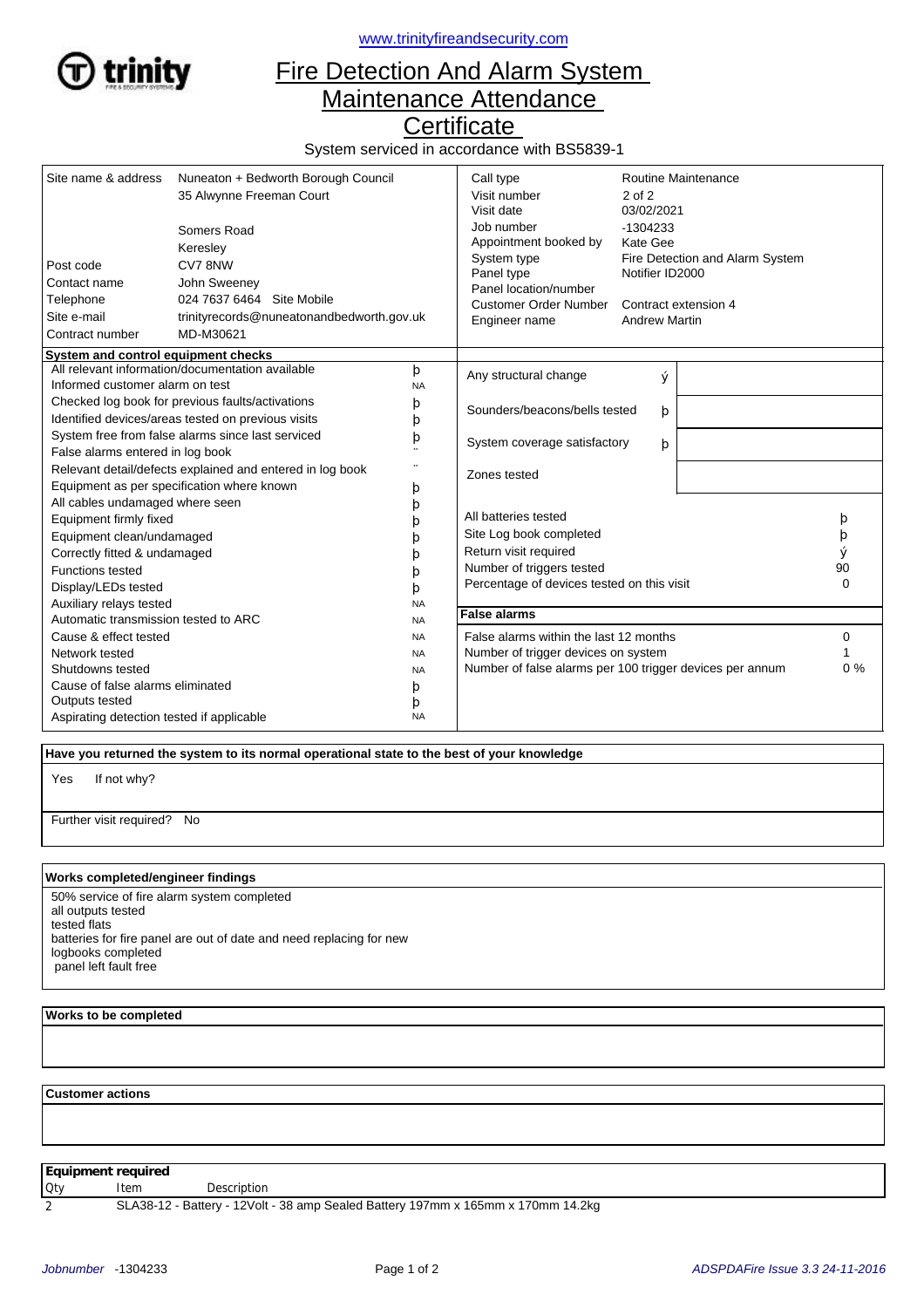www.trinityfireandsecurity.com

# Fire Detection And Alarm System Maintenance Attendance Certificate

System serviced in accordance with BS5839-1

| | |
|---|---|
| Site name & address | Nuneaton + Bedworth Borough Council<br>35 Alwynne Freeman Court<br><br>Somers Road<br>Keresley |
| Post code | CV7 8NW |
| Contact name | John Sweeney |
| Telephone | 024 7637 6464  Site Mobile |
| Site e-mail | trinityrecords@nuneatonandbedworth.gov.uk |
| Contract number | MD-M30621 |

| | |
|---|---|
| Call type | Routine Maintenance |
| Visit number | 2 of 2 |
| Visit date | 03/02/2021 |
| Job number | -1304233 |
| Appointment booked by | Kate Gee |
| System type | Fire Detection and Alarm System |
| Panel type | Notifier ID2000 |
| Panel location/number | |
| Customer Order Number | Contract extension 4 |
| Engineer name | Andrew Martin |

## System and control equipment checks

| Check | |
|---|---|
| All relevant information/documentation available | þ |
| Informed customer alarm on test | NA |
| Checked log book for previous faults/activations | þ |
| Identified devices/areas tested on previous visits | þ |
| System free from false alarms since last serviced | þ |
| False alarms entered in log book | ¨ |
| Relevant detail/defects explained and entered in log book | ¨ |
| Equipment as per specification where known | þ |
| All cables undamaged where seen | þ |
| Equipment firmly fixed | þ |
| Equipment clean/undamaged | þ |
| Correctly fitted & undamaged | þ |
| Functions tested | þ |
| Display/LEDs tested | þ |
| Auxiliary relays tested | NA |
| Automatic transmission tested to ARC | NA |
| Cause & effect tested | NA |
| Network tested | NA |
| Shutdowns tested | NA |
| Cause of false alarms eliminated | þ |
| Outputs tested | þ |
| Aspirating detection tested if applicable | NA |

| | | |
|---|---|---|
| Any structural change | ý | |
| Sounders/beacons/bells tested | þ | |
| System coverage satisfactory | þ | |
| Zones tested | | |

| | |
|---|---|
| All batteries tested | þ |
| Site Log book completed | þ |
| Return visit required | ý |
| Number of triggers tested | 90 |
| Percentage of devices tested on this visit | 0 |

**False alarms**

| | |
|---|---|
| False alarms within the last 12 months | 0 |
| Number of trigger devices on system | 1 |
| Number of false alarms per 100 trigger devices per annum | 0 % |

**Have you returned the system to its normal operational state to the best of your knowledge**

Yes    If not why?

Further visit required?   No

**Works completed/engineer findings**

50% service of fire alarm system completed
all outputs tested
tested flats
batteries for fire panel are out of date and need replacing for new
logbooks completed
panel left fault free

**Works to be completed**

**Customer actions**

**Equipment required**

| Qty | Item | Description |
|---|---|---|
| 2 | SLA38-12 - Battery - 12Volt - 38 amp Sealed Battery 197mm x 165mm x 170mm 14.2kg | |

*Jobnumber* -1304233 *ADSPDAFire Issue 3.3 24-11-2016*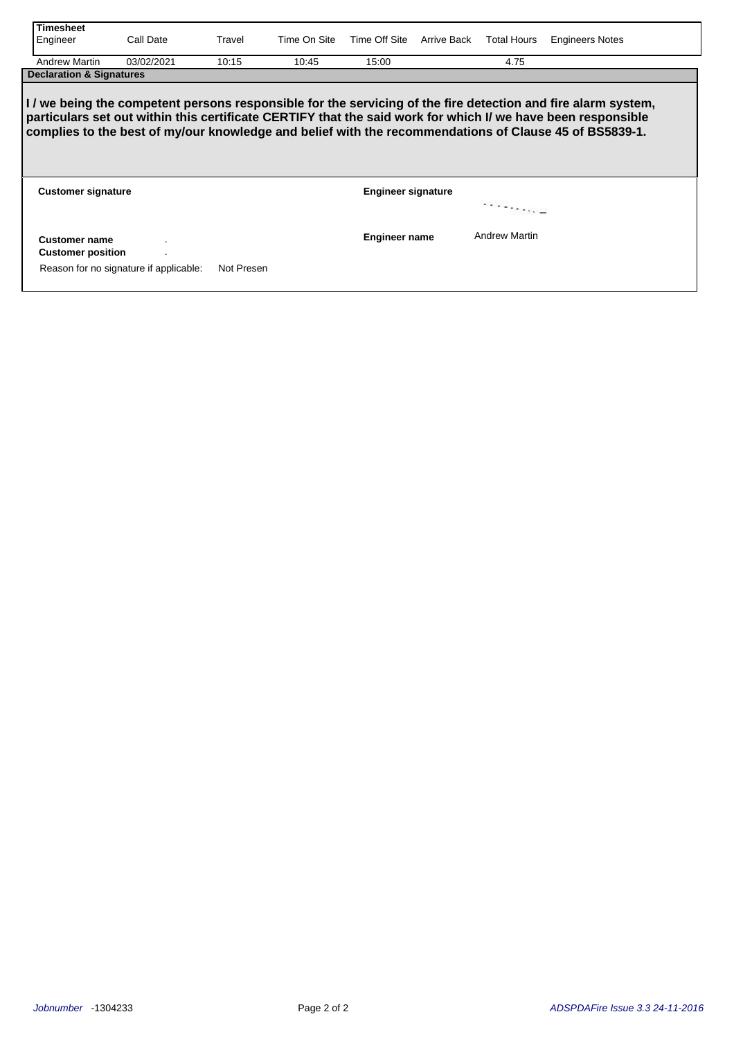## Timesheet

| Engineer | Call Date | Travel | Time On Site | Time Off Site | Arrive Back | Total Hours | Engineers Notes |
| --- | --- | --- | --- | --- | --- | --- | --- |
| Andrew Martin | 03/02/2021 | 10:15 | 10:45 | 15:00 | | 4.75 | |

## Declaration & Signatures

**I / we being the competent persons responsible for the servicing of the fire detection and fire alarm system, particulars set out within this certificate CERTIFY that the said work for which I/ we have been responsible complies to the best of my/our knowledge and belief with the recommendations of Clause 45 of BS5839-1.**

**Customer signature**

**Engineer signature**

**Customer name** .

**Customer position** .

**Engineer name** Andrew Martin

Reason for no signature if applicable: Not Presen

*Jobnumber* -1304233

*ADSPDAFire Issue 3.3 24-11-2016*